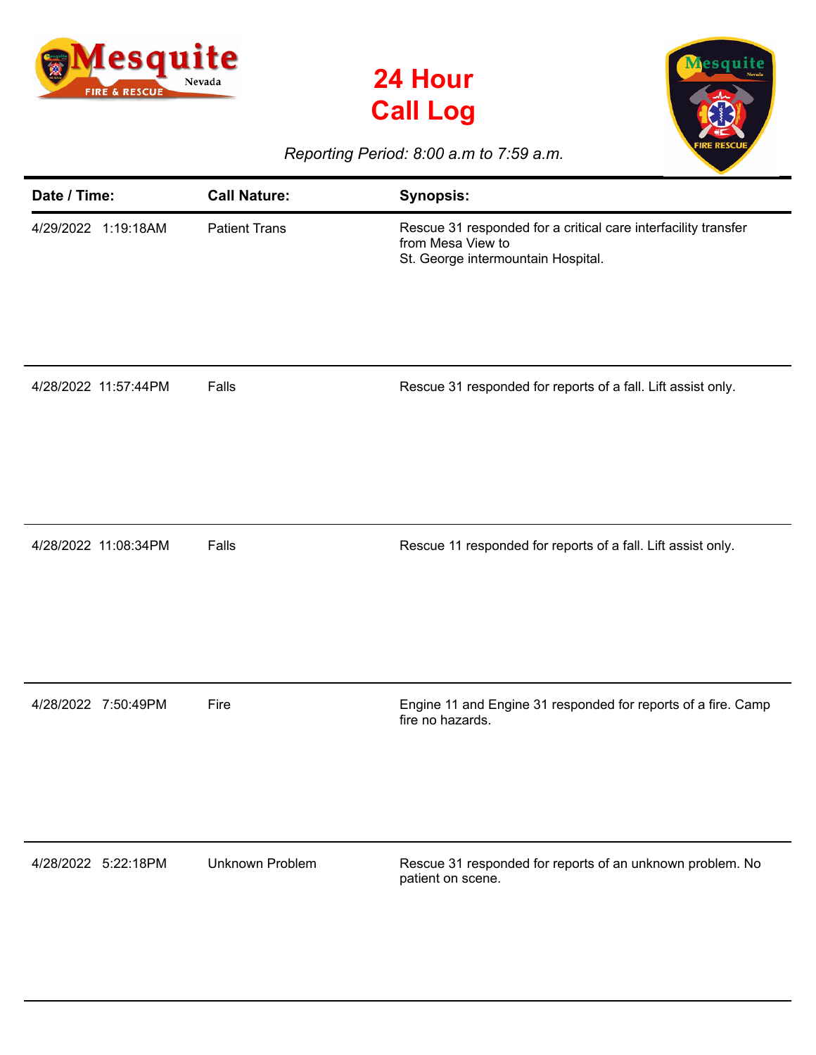# 24 Hour Call Log

*Reporting Period: 8:00 a.m to 7:59 a.m.*

| Date / Time: | Call Nature: | Synopsis: |
|---|---|---|
| 4/29/2022 1:19:18AM | Patient Trans | Rescue 31 responded for a critical care interfacility transfer from Mesa View to St. George intermountain Hospital. |
| 4/28/2022 11:57:44PM | Falls | Rescue 31 responded for reports of a fall. Lift assist only. |
| 4/28/2022 11:08:34PM | Falls | Rescue 11 responded for reports of a fall. Lift assist only. |
| 4/28/2022 7:50:49PM | Fire | Engine 11 and Engine 31 responded for reports of a fire. Camp fire no hazards. |
| 4/28/2022 5:22:18PM | Unknown Problem | Rescue 31 responded for reports of an unknown problem. No patient on scene. |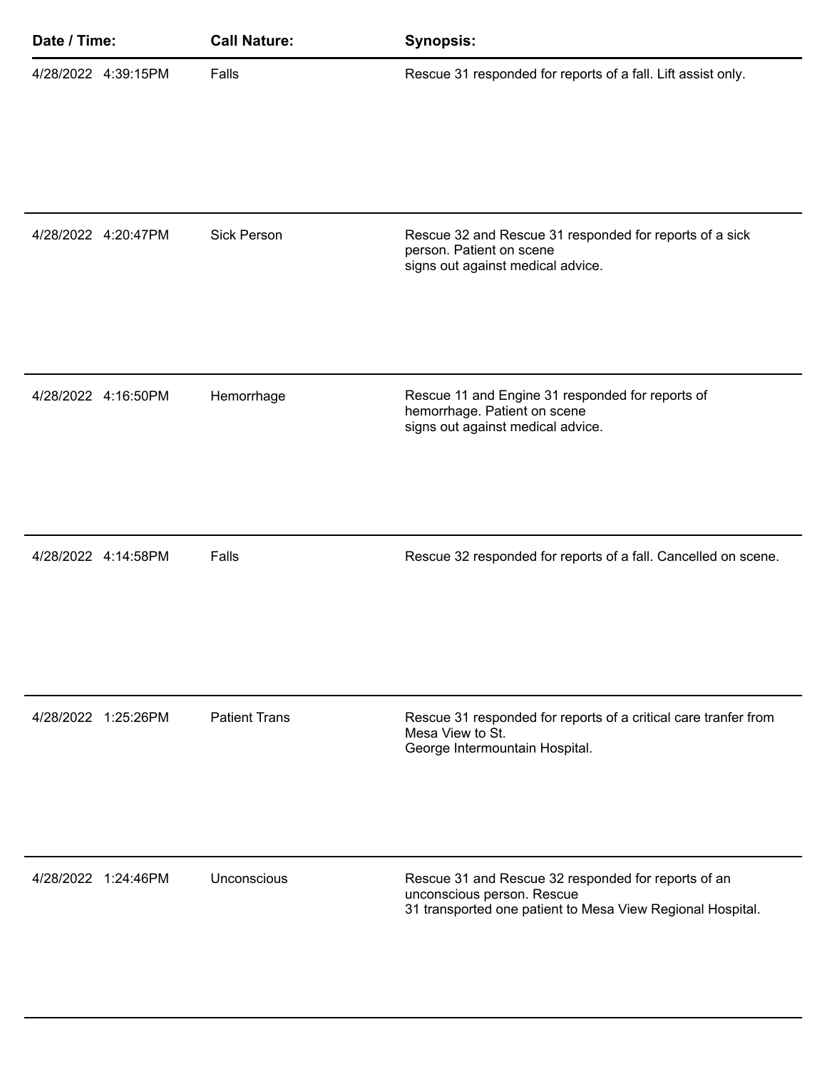| Date / Time: | Call Nature: | Synopsis: |
|---|---|---|
| 4/28/2022 4:39:15PM | Falls | Rescue 31 responded for reports of a fall. Lift assist only. |
| 4/28/2022 4:20:47PM | Sick Person | Rescue 32 and Rescue 31 responded for reports of a sick person. Patient on scene signs out against medical advice. |
| 4/28/2022 4:16:50PM | Hemorrhage | Rescue 11 and Engine 31 responded for reports of hemorrhage. Patient on scene signs out against medical advice. |
| 4/28/2022 4:14:58PM | Falls | Rescue 32 responded for reports of a fall. Cancelled on scene. |
| 4/28/2022 1:25:26PM | Patient Trans | Rescue 31 responded for reports of a critical care tranfer from Mesa View to St. George Intermountain Hospital. |
| 4/28/2022 1:24:46PM | Unconscious | Rescue 31 and Rescue 32 responded for reports of an unconscious person. Rescue 31 transported one patient to Mesa View Regional Hospital. |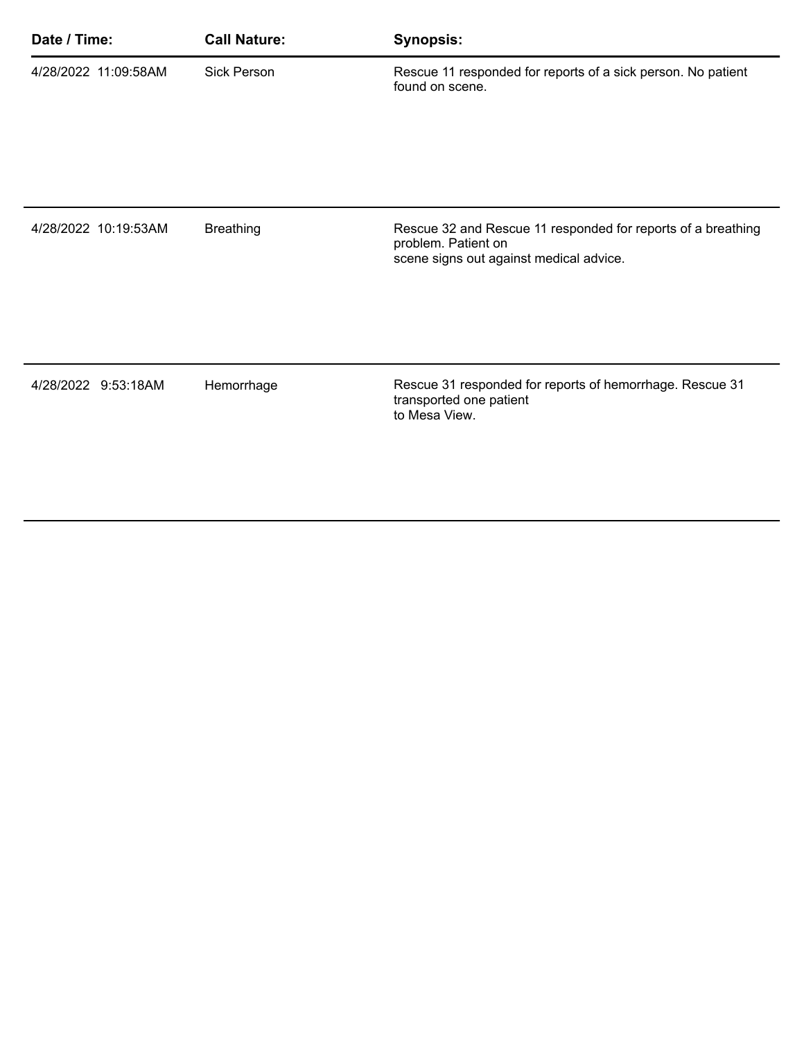| Date / Time: | Call Nature: | Synopsis: |
| --- | --- | --- |
| 4/28/2022 11:09:58AM | Sick Person | Rescue 11 responded for reports of a sick person. No patient found on scene. |
| 4/28/2022 10:19:53AM | Breathing | Rescue 32 and Rescue 11 responded for reports of a breathing problem. Patient on scene signs out against medical advice. |
| 4/28/2022 9:53:18AM | Hemorrhage | Rescue 31 responded for reports of hemorrhage. Rescue 31 transported one patient to Mesa View. |